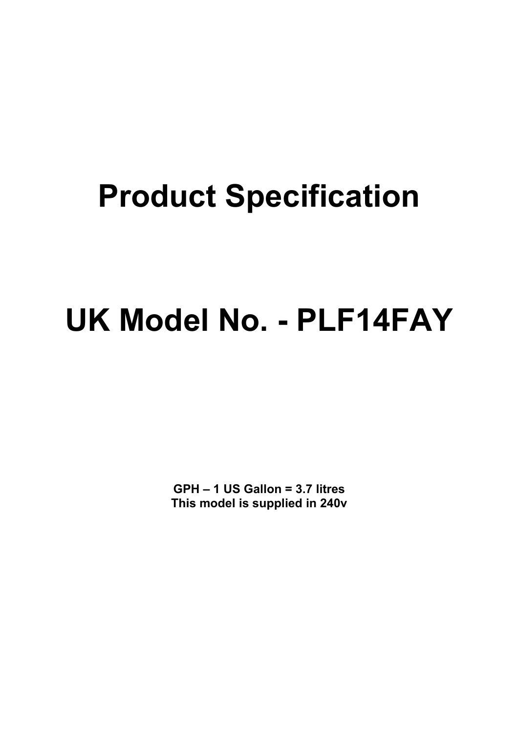# Product Specification

# UK Model No. - PLF14FAY

**GPH – 1 US Gallon = 3.7 litres**
**This model is supplied in 240v**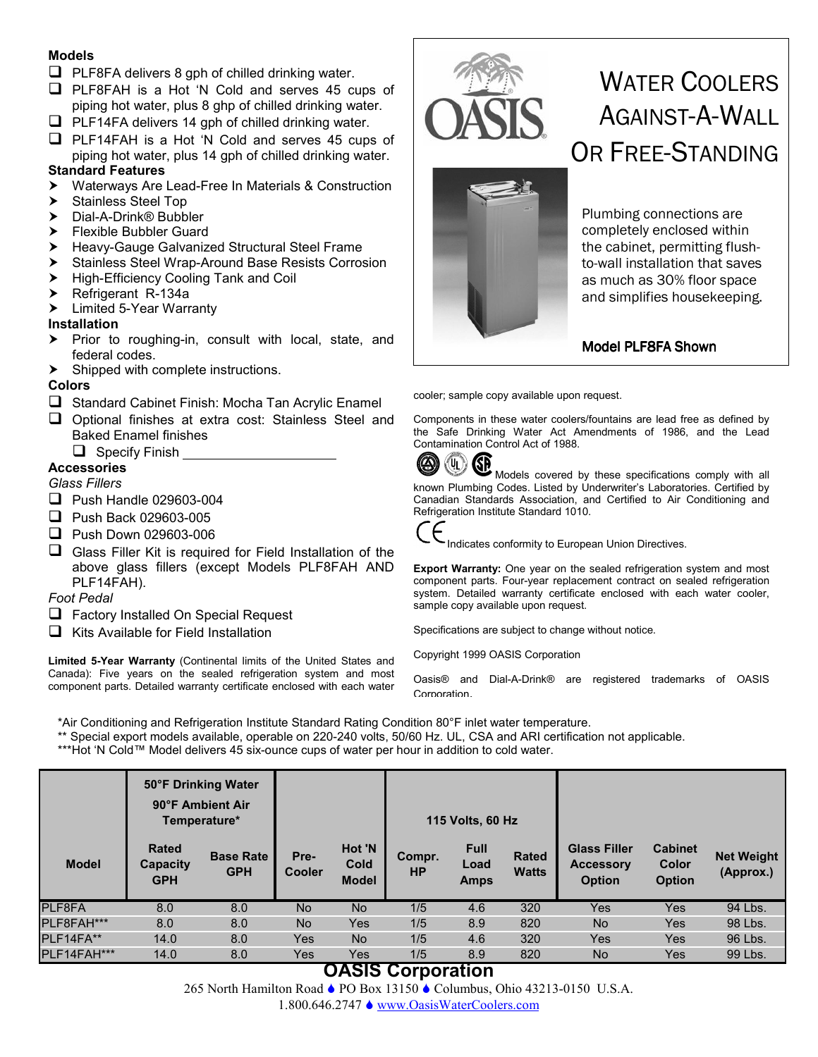## Models

- ☐ PLF8FA delivers 8 gph of chilled drinking water.
- ☐ PLF8FAH is a Hot 'N Cold and serves 45 cups of piping hot water, plus 8 ghp of chilled drinking water.
- ☐ PLF14FA delivers 14 gph of chilled drinking water.
- ☐ PLF14FAH is a Hot 'N Cold and serves 45 cups of piping hot water, plus 14 gph of chilled drinking water.

## Standard Features

- Waterways Are Lead-Free In Materials & Construction
- Stainless Steel Top
- Dial-A-Drink® Bubbler
- Flexible Bubbler Guard
- Heavy-Gauge Galvanized Structural Steel Frame
- Stainless Steel Wrap-Around Base Resists Corrosion
- High-Efficiency Cooling Tank and Coil
- Refrigerant R-134a
- Limited 5-Year Warranty

## Installation

- Prior to roughing-in, consult with local, state, and federal codes.
- Shipped with complete instructions.

## Colors

- ☐ Standard Cabinet Finish: Mocha Tan Acrylic Enamel
- ☐ Optional finishes at extra cost: Stainless Steel and Baked Enamel finishes
  - ☐ Specify Finish ____________________

## Accessories

*Glass Fillers*

- ☐ Push Handle 029603-004
- ☐ Push Back 029603-005
- ☐ Push Down 029603-006
- ☐ Glass Filler Kit is required for Field Installation of the above glass fillers (except Models PLF8FAH AND PLF14FAH).

*Foot Pedal*

- ☐ Factory Installed On Special Request
- ☐ Kits Available for Field Installation

**Limited 5-Year Warranty** (Continental limits of the United States and Canada): Five years on the sealed refrigeration system and most component parts. Detailed warranty certificate enclosed with each water cooler; sample copy available upon request.

# Water Coolers Against-A-Wall Or Free-Standing

Plumbing connections are completely enclosed within the cabinet, permitting flush-to-wall installation that saves as much as 30% floor space and simplifies housekeeping.

**Model PLF8FA Shown**

Components in these water coolers/fountains are lead free as defined by the Safe Drinking Water Act Amendments of 1986, and the Lead Contamination Control Act of 1988.

Models covered by these specifications comply with all known Plumbing Codes. Listed by Underwriter's Laboratories. Certified by Canadian Standards Association, and Certified to Air Conditioning and Refrigeration Institute Standard 1010.

CE Indicates conformity to European Union Directives.

**Export Warranty:** One year on the sealed refrigeration system and most component parts. Four-year replacement contract on sealed refrigeration system. Detailed warranty certificate enclosed with each water cooler, sample copy available upon request.

Specifications are subject to change without notice.

Copyright 1999 OASIS Corporation

Oasis® and Dial-A-Drink® are registered trademarks of OASIS Corporation.

*Air Conditioning and Refrigeration Institute Standard Rating Condition 80°F inlet water temperature.
** Special export models available, operable on 220-240 volts, 50/60 Hz. UL, CSA and ARI certification not applicable.
***Hot 'N Cold™ Model delivers 45 six-ounce cups of water per hour in addition to cold water.

| Model | 50°F Drinking Water 90°F Ambient Air Temperature* | | | | 115 Volts, 60 Hz | | | | | |
|---|---|---|---|---|---|---|---|---|---|---|
| | Rated Capacity GPH | Base Rate GPH | Pre-Cooler | Hot 'N Cold Model | Compr. HP | Full Load Amps | Rated Watts | Glass Filler Accessory Option | Cabinet Color Option | Net Weight (Approx.) |
| PLF8FA | 8.0 | 8.0 | No | No | 1/5 | 4.6 | 320 | Yes | Yes | 94 Lbs. |
| PLF8FAH*** | 8.0 | 8.0 | No | Yes | 1/5 | 8.9 | 820 | No | Yes | 98 Lbs. |
| PLF14FA** | 14.0 | 8.0 | Yes | No | 1/5 | 4.6 | 320 | Yes | Yes | 96 Lbs. |
| PLF14FAH*** | 14.0 | 8.0 | Yes | Yes | 1/5 | 8.9 | 820 | No | Yes | 99 Lbs. |

**OASIS Corporation**

265 North Hamilton Road ♦ PO Box 13150 ♦ Columbus, Ohio 43213-0150 U.S.A.
1.800.646.2747 ♦ www.OasisWaterCoolers.com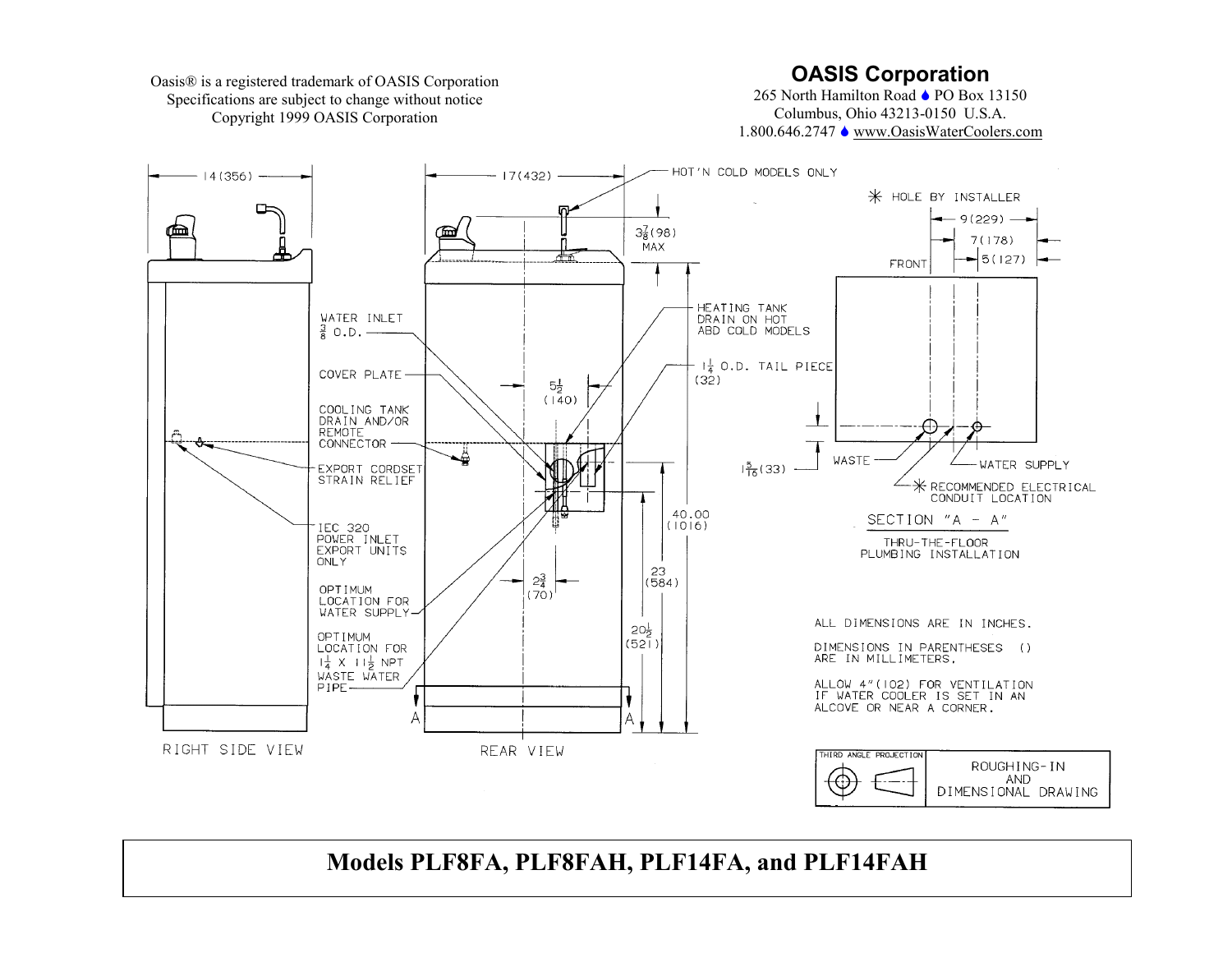Oasis® is a registered trademark of OASIS Corporation
Specifications are subject to change without notice
Copyright 1999 OASIS Corporation

## OASIS Corporation

265 North Hamilton Road ♦ PO Box 13150
Columbus, Ohio 43213-0150 U.S.A.
1.800.646.2747 ♦ www.OasisWaterCoolers.com

14(356)

17(432)

HOT'N COLD MODELS ONLY

$3\frac{7}{8}$(98) MAX

WATER INLET $\frac{3}{8}$ O.D.

COVER PLATE

COOLING TANK DRAIN AND/OR REMOTE CONNECTOR

EXPORT CORDSET STRAIN RELIEF

IEC 320 POWER INLET EXPORT UNITS ONLY

OPTIMUM LOCATION FOR WATER SUPPLY

OPTIMUM LOCATION FOR $1\frac{1}{4}$ X $11\frac{1}{2}$ NPT WASTE WATER PIPE

$5\frac{1}{2}$ (140)

$2\frac{3}{4}$ (70)

HEATING TANK DRAIN ON HOT ABD COLD MODELS

$1\frac{1}{4}$ O.D. TAIL PIECE (32)

40.00 (1016)

23 (584)

$20\frac{1}{2}$ (521)

A A

RIGHT SIDE VIEW

REAR VIEW

✳ HOLE BY INSTALLER

9(229)

7(178)

5(127)

FRONT

$1\frac{5}{16}$(33)

WASTE

WATER SUPPLY

✳ RECOMMENDED ELECTRICAL CONDUIT LOCATION

SECTION "A – A"

THRU-THE-FLOOR PLUMBING INSTALLATION

ALL DIMENSIONS ARE IN INCHES.

DIMENSIONS IN PARENTHESES () ARE IN MILLIMETERS.

ALLOW 4"(102) FOR VENTILATION IF WATER COOLER IS SET IN AN ALCOVE OR NEAR A CORNER.

THIRD ANGLE PROJECTION

ROUGHING-IN AND DIMENSIONAL DRAWING

**Models PLF8FA, PLF8FAH, PLF14FA, and PLF14FAH**